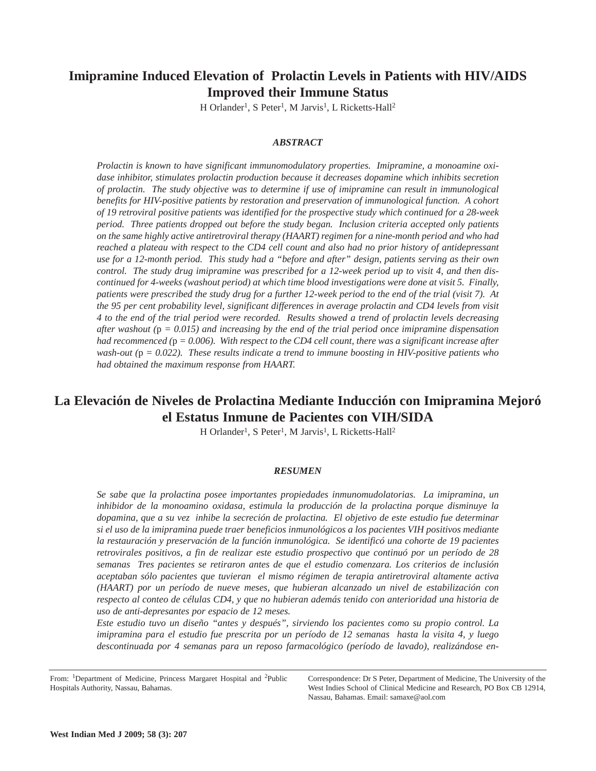# Imipramine Induced Elevation of Prolactin Levels in Patients with HIV/AIDS Improved their Immune Status

H Orlander[1], S Peter[1], M Jarvis[1], L Ricketts-Hall[2]

### *ABSTRACT*

*Prolactin is known to have significant immunomodulatory properties. Imipramine, a monoamine oxidase inhibitor, stimulates prolactin production because it decreases dopamine which inhibits secretion of prolactin. The study objective was to determine if use of imipramine can result in immunological benefits for HIV-positive patients by restoration and preservation of immunological function. A cohort of 19 retroviral positive patients was identified for the prospective study which continued for a 28-week period. Three patients dropped out before the study began. Inclusion criteria accepted only patients on the same highly active antiretroviral therapy (HAART) regimen for a nine-month period and who had reached a plateau with respect to the CD4 cell count and also had no prior history of antidepressant use for a 12-month period. This study had a "before and after" design, patients serving as their own control. The study drug imipramine was prescribed for a 12-week period up to visit 4, and then discontinued for 4-weeks (washout period) at which time blood investigations were done at visit 5. Finally, patients were prescribed the study drug for a further 12-week period to the end of the trial (visit 7). At the 95 per cent probability level, significant differences in average prolactin and CD4 levels from visit 4 to the end of the trial period were recorded. Results showed a trend of prolactin levels decreasing after washout ($p = 0.015$) and increasing by the end of the trial period once imipramine dispensation had recommenced ($p = 0.006$). With respect to the CD4 cell count, there was a significant increase after wash-out ($p = 0.022$). These results indicate a trend to immune boosting in HIV-positive patients who had obtained the maximum response from HAART.*

# La Elevación de Niveles de Prolactina Mediante Inducción con Imipramina Mejoró el Estatus Inmune de Pacientes con VIH/SIDA

H Orlander[1], S Peter[1], M Jarvis[1], L Ricketts-Hall[2]

### *RESUMEN*

*Se sabe que la prolactina posee importantes propiedades inmunomudolatorias. La imipramina, un inhibidor de la monoamino oxidasa, estimula la producción de la prolactina porque disminuye la dopamina, que a su vez inhibe la secreción de prolactina. El objetivo de este estudio fue determinar si el uso de la imipramina puede traer beneficios inmunológicos a los pacientes VIH positivos mediante la restauración y preservación de la función inmunológica. Se identificó una cohorte de 19 pacientes retrovirales positivos, a fin de realizar este estudio prospectivo que continuó por un período de 28 semanas Tres pacientes se retiraron antes de que el estudio comenzara. Los criterios de inclusión aceptaban sólo pacientes que tuvieran el mismo régimen de terapia antiretroviral altamente activa (HAART) por un período de nueve meses, que hubieran alcanzado un nivel de estabilización con respecto al conteo de células CD4, y que no hubieran además tenido con anterioridad una historia de uso de anti-depresantes por espacio de 12 meses.*

*Este estudio tuvo un diseño "antes y después", sirviendo los pacientes como su propio control. La imipramina para el estudio fue prescrita por un período de 12 semanas hasta la visita 4, y luego descontinuada por 4 semanas para un reposo farmacológico (período de lavado), realizándose en-*

---

From: [1]Department of Medicine, Princess Margaret Hospital and [2]Public Hospitals Authority, Nassau, Bahamas.

Correspondence: Dr S Peter, Department of Medicine, The University of the West Indies School of Clinical Medicine and Research, PO Box CB 12914, Nassau, Bahamas. Email: samaxe@aol.com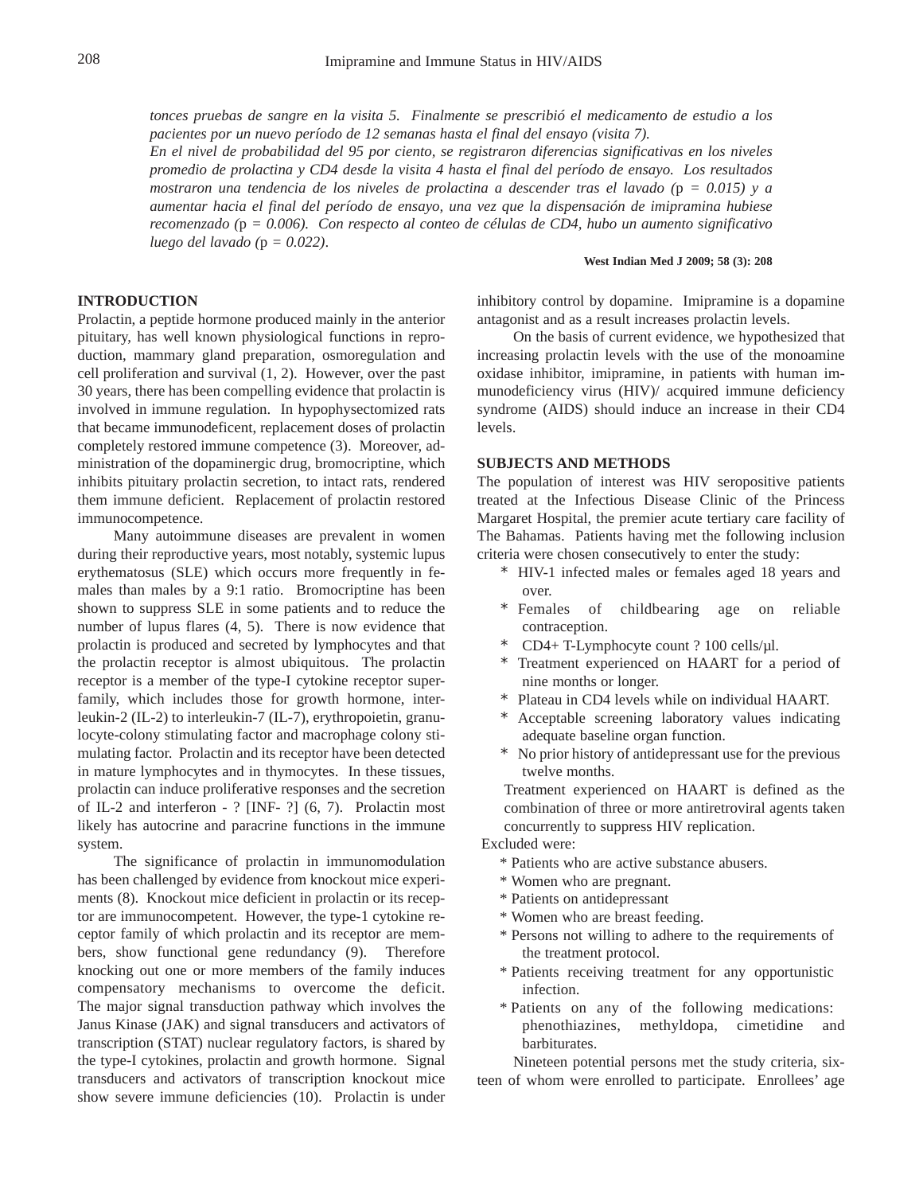*tonces pruebas de sangre en la visita 5. Finalmente se prescribió el medicamento de estudio a los pacientes por un nuevo período de 12 semanas hasta el final del ensayo (visita 7).*

*En el nivel de probabilidad del 95 por ciento, se registraron diferencias significativas en los niveles promedio de prolactina y CD4 desde la visita 4 hasta el final del período de ensayo. Los resultados mostraron una tendencia de los niveles de prolactina a descender tras el lavado (*p *= 0.015) y a aumentar hacia el final del período de ensayo, una vez que la dispensación de imipramina hubiese recomenzado (*p *= 0.006). Con respecto al conteo de células de CD4, hubo un aumento significativo luego del lavado (*p *= 0.022).*

**West Indian Med J 2009; 58 (3): 208**

## INTRODUCTION

Prolactin, a peptide hormone produced mainly in the anterior pituitary, has well known physiological functions in reproduction, mammary gland preparation, osmoregulation and cell proliferation and survival (1, 2). However, over the past 30 years, there has been compelling evidence that prolactin is involved in immune regulation. In hypophysectomized rats that became immunodeficent, replacement doses of prolactin completely restored immune competence (3). Moreover, administration of the dopaminergic drug, bromocriptine, which inhibits pituitary prolactin secretion, to intact rats, rendered them immune deficient. Replacement of prolactin restored immunocompetence.

Many autoimmune diseases are prevalent in women during their reproductive years, most notably, systemic lupus erythematosus (SLE) which occurs more frequently in females than males by a 9:1 ratio. Bromocriptine has been shown to suppress SLE in some patients and to reduce the number of lupus flares (4, 5). There is now evidence that prolactin is produced and secreted by lymphocytes and that the prolactin receptor is almost ubiquitous. The prolactin receptor is a member of the type-I cytokine receptor superfamily, which includes those for growth hormone, interleukin-2 (IL-2) to interleukin-7 (IL-7), erythropoietin, granulocyte-colony stimulating factor and macrophage colony stimulating factor. Prolactin and its receptor have been detected in mature lymphocytes and in thymocytes. In these tissues, prolactin can induce proliferative responses and the secretion of IL-2 and interferon - ? [INF- ?] (6, 7). Prolactin most likely has autocrine and paracrine functions in the immune system.

The significance of prolactin in immunomodulation has been challenged by evidence from knockout mice experiments (8). Knockout mice deficient in prolactin or its receptor are immunocompetent. However, the type-1 cytokine receptor family of which prolactin and its receptor are members, show functional gene redundancy (9). Therefore knocking out one or more members of the family induces compensatory mechanisms to overcome the deficit. The major signal transduction pathway which involves the Janus Kinase (JAK) and signal transducers and activators of transcription (STAT) nuclear regulatory factors, is shared by the type-I cytokines, prolactin and growth hormone. Signal transducers and activators of transcription knockout mice show severe immune deficiencies (10). Prolactin is under inhibitory control by dopamine. Imipramine is a dopamine antagonist and as a result increases prolactin levels.

On the basis of current evidence, we hypothesized that increasing prolactin levels with the use of the monoamine oxidase inhibitor, imipramine, in patients with human immunodeficiency virus (HIV)/ acquired immune deficiency syndrome (AIDS) should induce an increase in their CD4 levels.

## SUBJECTS AND METHODS

The population of interest was HIV seropositive patients treated at the Infectious Disease Clinic of the Princess Margaret Hospital, the premier acute tertiary care facility of The Bahamas. Patients having met the following inclusion criteria were chosen consecutively to enter the study:

* HIV-1 infected males or females aged 18 years and over.
* Females of childbearing age on reliable contraception.
* CD4+ T-Lymphocyte count ? 100 cells/µl.
* Treatment experienced on HAART for a period of nine months or longer.
* Plateau in CD4 levels while on individual HAART.
* Acceptable screening laboratory values indicating adequate baseline organ function.
* No prior history of antidepressant use for the previous twelve months.

Treatment experienced on HAART is defined as the combination of three or more antiretroviral agents taken concurrently to suppress HIV replication.

Excluded were:

* Patients who are active substance abusers.
* Women who are pregnant.
* Patients on antidepressant
* Women who are breast feeding.
* Persons not willing to adhere to the requirements of the treatment protocol.
* Patients receiving treatment for any opportunistic infection.
* Patients on any of the following medications: phenothiazines, methyldopa, cimetidine and barbiturates.

Nineteen potential persons met the study criteria, sixteen of whom were enrolled to participate. Enrollees' age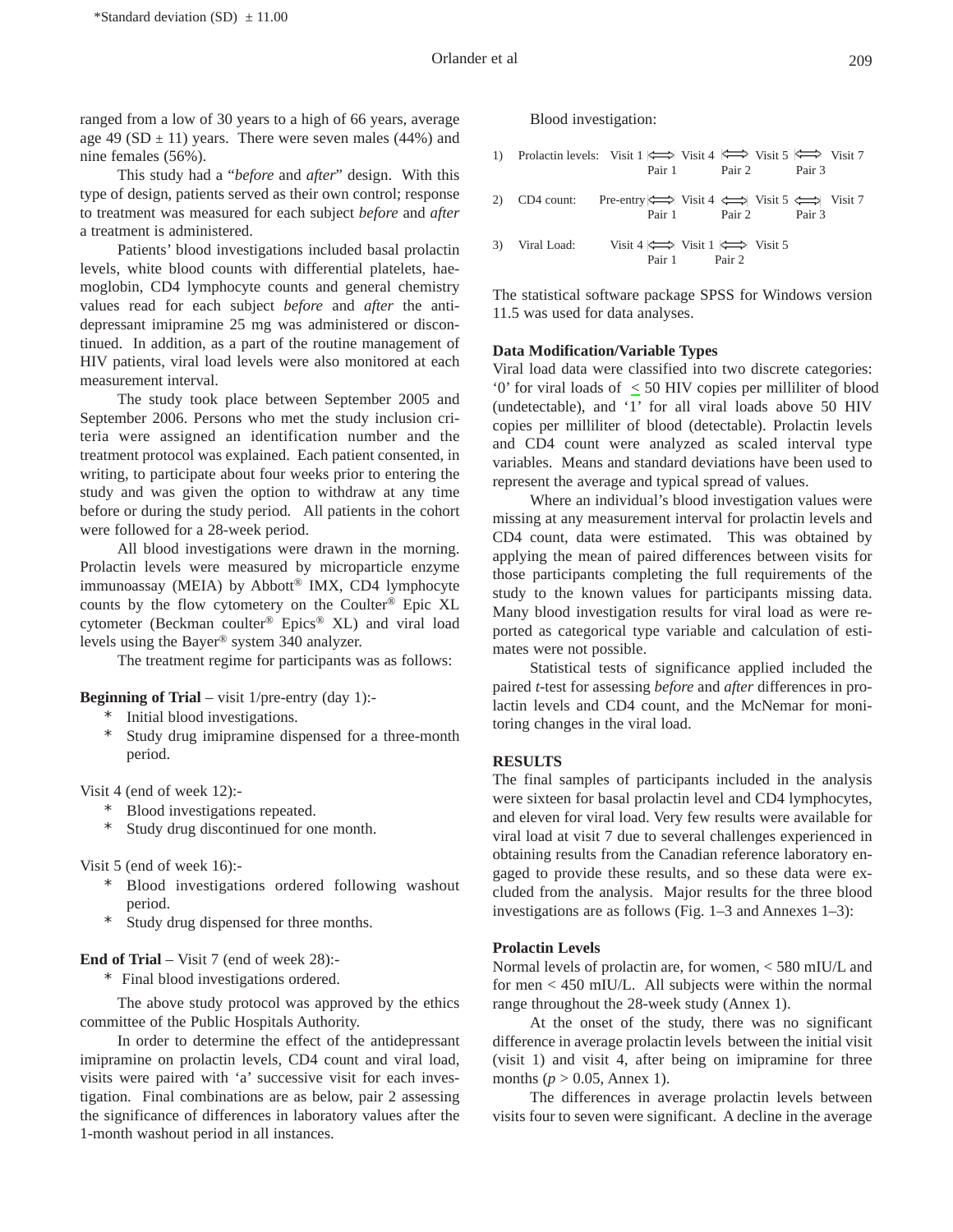*Standard deviation (SD) ± 11.00

ranged from a low of 30 years to a high of 66 years, average age 49 (SD ± 11) years. There were seven males (44%) and nine females (56%).

This study had a "*before* and *after*" design. With this type of design, patients served as their own control; response to treatment was measured for each subject *before* and *after* a treatment is administered.

Patients' blood investigations included basal prolactin levels, white blood counts with differential platelets, haemoglobin, CD4 lymphocyte counts and general chemistry values read for each subject *before* and *after* the antidepressant imipramine 25 mg was administered or discontinued. In addition, as a part of the routine management of HIV patients, viral load levels were also monitored at each measurement interval.

The study took place between September 2005 and September 2006. Persons who met the study inclusion criteria were assigned an identification number and the treatment protocol was explained. Each patient consented, in writing, to participate about four weeks prior to entering the study and was given the option to withdraw at any time before or during the study period. All patients in the cohort were followed for a 28-week period.

All blood investigations were drawn in the morning. Prolactin levels were measured by microparticle enzyme immunoassay (MEIA) by Abbott® IMX, CD4 lymphocyte counts by the flow cytometery on the Coulter® Epic XL cytometer (Beckman coulter® Epics® XL) and viral load levels using the Bayer® system 340 analyzer.

The treatment regime for participants was as follows:

**Beginning of Trial** – visit 1/pre-entry (day 1):-

* Initial blood investigations.
* Study drug imipramine dispensed for a three-month period.

Visit 4 (end of week 12):-

* Blood investigations repeated.
* Study drug discontinued for one month.

Visit 5 (end of week 16):-

* Blood investigations ordered following washout period.
* Study drug dispensed for three months.

**End of Trial** – Visit 7 (end of week 28):-

* Final blood investigations ordered.

The above study protocol was approved by the ethics committee of the Public Hospitals Authority.

In order to determine the effect of the antidepressant imipramine on prolactin levels, CD4 count and viral load, visits were paired with 'a' successive visit for each investigation. Final combinations are as below, pair 2 assessing the significance of differences in laboratory values after the 1-month washout period in all instances.

Blood investigation:

1) Prolactin levels: Visit 1 ⟺ Visit 4 ⟺ Visit 5 ⟺ Visit 7 (Pair 1, Pair 2, Pair 3)

2) CD4 count: Pre-entry ⟺ Visit 4 ⟺ Visit 5 ⟺ Visit 7 (Pair 1, Pair 2, Pair 3)

3) Viral Load: Visit 4 ⟺ Visit 1 ⟺ Visit 5 (Pair 1, Pair 2)

The statistical software package SPSS for Windows version 11.5 was used for data analyses.

**Data Modification/Variable Types**

Viral load data were classified into two discrete categories: '0' for viral loads of $\leq$ 50 HIV copies per milliliter of blood (undetectable), and '1' for all viral loads above 50 HIV copies per milliliter of blood (detectable). Prolactin levels and CD4 count were analyzed as scaled interval type variables. Means and standard deviations have been used to represent the average and typical spread of values.

Where an individual's blood investigation values were missing at any measurement interval for prolactin levels and CD4 count, data were estimated. This was obtained by applying the mean of paired differences between visits for those participants completing the full requirements of the study to the known values for participants missing data. Many blood investigation results for viral load as were reported as categorical type variable and calculation of estimates were not possible.

Statistical tests of significance applied included the paired *t*-test for assessing *before* and *after* differences in prolactin levels and CD4 count, and the McNemar for monitoring changes in the viral load.

## RESULTS

The final samples of participants included in the analysis were sixteen for basal prolactin level and CD4 lymphocytes, and eleven for viral load. Very few results were available for viral load at visit 7 due to several challenges experienced in obtaining results from the Canadian reference laboratory engaged to provide these results, and so these data were excluded from the analysis. Major results for the three blood investigations are as follows (Fig. 1–3 and Annexes 1–3):

**Prolactin Levels**

Normal levels of prolactin are, for women, < 580 mIU/L and for men < 450 mIU/L. All subjects were within the normal range throughout the 28-week study (Annex 1).

At the onset of the study, there was no significant difference in average prolactin levels between the initial visit (visit 1) and visit 4, after being on imipramine for three months ($p > 0.05$, Annex 1).

The differences in average prolactin levels between visits four to seven were significant. A decline in the average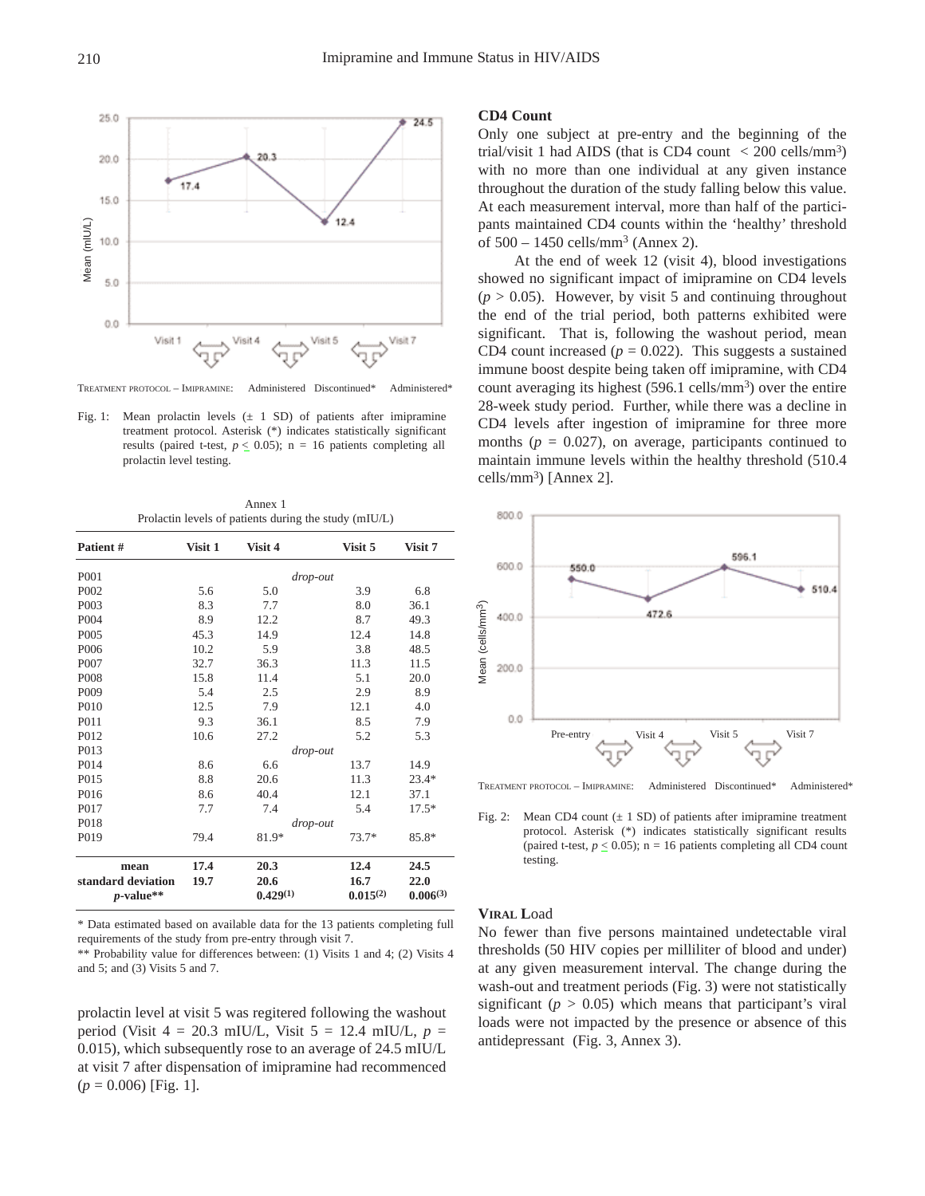TREATMENT PROTOCOL – IMIPRAMINE: Administered Discontinued* Administered*

Fig. 1: Mean prolactin levels (± 1 SD) of patients after imipramine treatment protocol. Asterisk (*) indicates statistically significant results (paired t-test, $p \leq 0.05$); n = 16 patients completing all prolactin level testing.

Annex 1
Prolactin levels of patients during the study (mIU/L)

| Patient # | Visit 1 | Visit 4 | Visit 5 | Visit 7 |
|---|---|---|---|---|
| P001 | | | *drop-out* | |
| P002 | 5.6 | 5.0 | 3.9 | 6.8 |
| P003 | 8.3 | 7.7 | 8.0 | 36.1 |
| P004 | 8.9 | 12.2 | 8.7 | 49.3 |
| P005 | 45.3 | 14.9 | 12.4 | 14.8 |
| P006 | 10.2 | 5.9 | 3.8 | 48.5 |
| P007 | 32.7 | 36.3 | 11.3 | 11.5 |
| P008 | 15.8 | 11.4 | 5.1 | 20.0 |
| P009 | 5.4 | 2.5 | 2.9 | 8.9 |
| P010 | 12.5 | 7.9 | 12.1 | 4.0 |
| P011 | 9.3 | 36.1 | 8.5 | 7.9 |
| P012 | 10.6 | 27.2 | 5.2 | 5.3 |
| P013 | | | *drop-out* | |
| P014 | 8.6 | 6.6 | 13.7 | 14.9 |
| P015 | 8.8 | 20.6 | 11.3 | 23.4* |
| P016 | 8.6 | 40.4 | 12.1 | 37.1 |
| P017 | 7.7 | 7.4 | 5.4 | 17.5* |
| P018 | | | *drop-out* | |
| P019 | 79.4 | 81.9* | 73.7* | 85.8* |
| **mean** | **17.4** | **20.3** | **12.4** | **24.5** |
| **standard deviation** | **19.7** | **20.6** | **16.7** | **22.0** |
| ***p*-value\*\*** | | **0.429(1)** | **0.015(2)** | **0.006(3)** |

\* Data estimated based on available data for the 13 patients completing full requirements of the study from pre-entry through visit 7.

\*\* Probability value for differences between: (1) Visits 1 and 4; (2) Visits 4 and 5; and (3) Visits 5 and 7.

prolactin level at visit 5 was regitered following the washout period (Visit 4 = 20.3 mIU/L, Visit 5 = 12.4 mIU/L, $p$ = 0.015), which subsequently rose to an average of 24.5 mIU/L at visit 7 after dispensation of imipramine had recommenced ($p$ = 0.006) [Fig. 1].

### CD4 Count

Only one subject at pre-entry and the beginning of the trial/visit 1 had AIDS (that is CD4 count < 200 cells/mm$^3$) with no more than one individual at any given instance throughout the duration of the study falling below this value. At each measurement interval, more than half of the participants maintained CD4 counts within the 'healthy' threshold of 500 – 1450 cells/mm$^3$ (Annex 2).

At the end of week 12 (visit 4), blood investigations showed no significant impact of imipramine on CD4 levels ($p > 0.05$). However, by visit 5 and continuing throughout the end of the trial period, both patterns exhibited were significant. That is, following the washout period, mean CD4 count increased ($p$ = 0.022). This suggests a sustained immune boost despite being taken off imipramine, with CD4 count averaging its highest (596.1 cells/mm$^3$) over the entire 28-week study period. Further, while there was a decline in CD4 levels after ingestion of imipramine for three more months ($p$ = 0.027), on average, participants continued to maintain immune levels within the healthy threshold (510.4 cells/mm$^3$) [Annex 2].

TREATMENT PROTOCOL – IMIPRAMINE: Administered Discontinued* Administered*

Fig. 2: Mean CD4 count (± 1 SD) of patients after imipramine treatment protocol. Asterisk (*) indicates statistically significant results (paired t-test, $p \leq 0.05$); n = 16 patients completing all CD4 count testing.

### VIRAL Load

No fewer than five persons maintained undetectable viral thresholds (50 HIV copies per milliliter of blood and under) at any given measurement interval. The change during the wash-out and treatment periods (Fig. 3) were not statistically significant ($p > 0.05$) which means that participant's viral loads were not impacted by the presence or absence of this antidepressant (Fig. 3, Annex 3).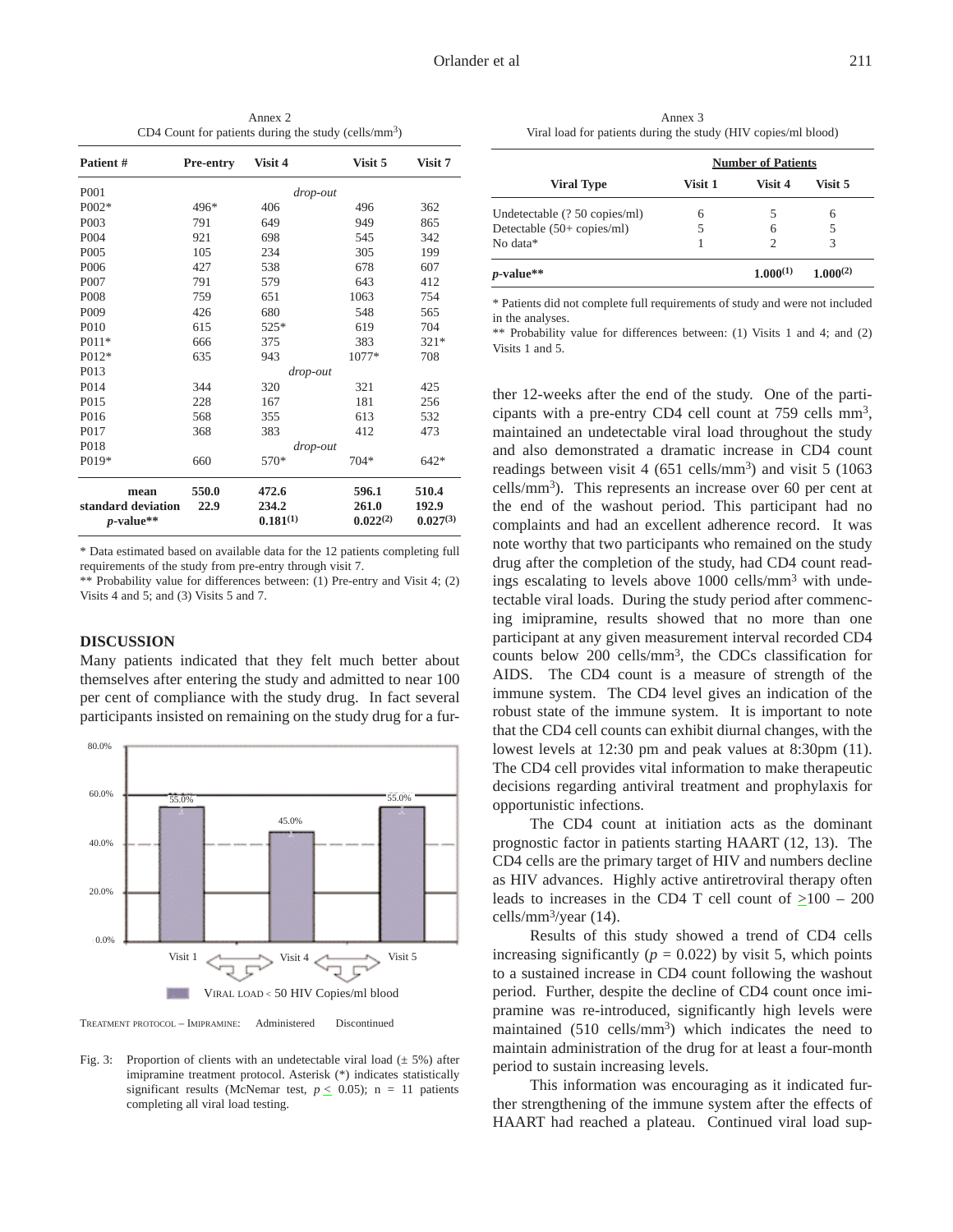Annex 2
CD4 Count for patients during the study (cells/mm$^3$)

| Patient # | Pre-entry | Visit 4 | Visit 5 | Visit 7 |
|---|---|---|---|---|
| P001 | | *drop-out* | | |
| P002* | 496* | 406 | 496 | 362 |
| P003 | 791 | 649 | 949 | 865 |
| P004 | 921 | 698 | 545 | 342 |
| P005 | 105 | 234 | 305 | 199 |
| P006 | 427 | 538 | 678 | 607 |
| P007 | 791 | 579 | 643 | 412 |
| P008 | 759 | 651 | 1063 | 754 |
| P009 | 426 | 680 | 548 | 565 |
| P010 | 615 | 525* | 619 | 704 |
| P011* | 666 | 375 | 383 | 321* |
| P012* | 635 | 943 | 1077* | 708 |
| P013 | | *drop-out* | | |
| P014 | 344 | 320 | 321 | 425 |
| P015 | 228 | 167 | 181 | 256 |
| P016 | 568 | 355 | 613 | 532 |
| P017 | 368 | 383 | 412 | 473 |
| P018 | | *drop-out* | | |
| P019* | 660 | 570* | 704* | 642* |
| **mean** | **550.0** | **472.6** | **596.1** | **510.4** |
| **standard deviation** | **22.9** | **234.2** | **261.0** | **192.9** |
| ***p*-value**** | | **0.181(1)** | **0.022(2)** | **0.027(3)** |

\* Data estimated based on available data for the 12 patients completing full requirements of the study from pre-entry through visit 7.
** Probability value for differences between: (1) Pre-entry and Visit 4; (2) Visits 4 and 5; and (3) Visits 5 and 7.

Annex 3
Viral load for patients during the study (HIV copies/ml blood)

| Viral Type | Number of Patients | | |
|---|---|---|---|
| | Visit 1 | Visit 4 | Visit 5 |
| Undetectable (? 50 copies/ml) | 6 | 5 | 6 |
| Detectable (50+ copies/ml) | 5 | 6 | 5 |
| No data* | 1 | 2 | 3 |
| ***p*-value**** | | **1.000(1)** | **1.000(2)** |

\* Patients did not complete full requirements of study and were not included in the analyses.
** Probability value for differences between: (1) Visits 1 and 4; and (2) Visits 1 and 5.

## DISCUSSION

Many patients indicated that they felt much better about themselves after entering the study and admitted to near 100 per cent of compliance with the study drug. In fact several participants insisted on remaining on the study drug for a further 12-weeks after the end of the study. One of the participants with a pre-entry CD4 cell count at 759 cells mm$^3$, maintained an undetectable viral load throughout the study and also demonstrated a dramatic increase in CD4 count readings between visit 4 (651 cells/mm$^3$) and visit 5 (1063 cells/mm$^3$). This represents an increase over 60 per cent at the end of the washout period. This participant had no complaints and had an excellent adherence record. It was note worthy that two participants who remained on the study drug after the completion of the study, had CD4 count readings escalating to levels above 1000 cells/mm$^3$ with undetectable viral loads. During the study period after commencing imipramine, results showed that no more than one participant at any given measurement interval recorded CD4 counts below 200 cells/mm$^3$, the CDCs classification for AIDS. The CD4 count is a measure of strength of the immune system. The CD4 level gives an indication of the robust state of the immune system. It is important to note that the CD4 cell counts can exhibit diurnal changes, with the lowest levels at 12:30 pm and peak values at 8:30pm (11). The CD4 cell provides vital information to make therapeutic decisions regarding antiviral treatment and prophylaxis for opportunistic infections.

Visit 1: 55.0% — Visit 4: 45.0% — Visit 5: 55.0%

VIRAL LOAD < 50 HIV Copies/ml blood

TREATMENT PROTOCOL – IMIPRAMINE: Administered Discontinued

Fig. 3: Proportion of clients with an undetectable viral load (± 5%) after imipramine treatment protocol. Asterisk (*) indicates statistically significant results (McNemar test, $p \leq 0.05$); n = 11 patients completing all viral load testing.

The CD4 count at initiation acts as the dominant prognostic factor in patients starting HAART (12, 13). The CD4 cells are the primary target of HIV and numbers decline as HIV advances. Highly active antiretroviral therapy often leads to increases in the CD4 T cell count of $\geq$100 – 200 cells/mm$^3$/year (14).

Results of this study showed a trend of CD4 cells increasing significantly ($p = 0.022$) by visit 5, which points to a sustained increase in CD4 count following the washout period. Further, despite the decline of CD4 count once imipramine was re-introduced, significantly high levels were maintained (510 cells/mm$^3$) which indicates the need to maintain administration of the drug for at least a four-month period to sustain increasing levels.

This information was encouraging as it indicated further strengthening of the immune system after the effects of HAART had reached a plateau. Continued viral load sup-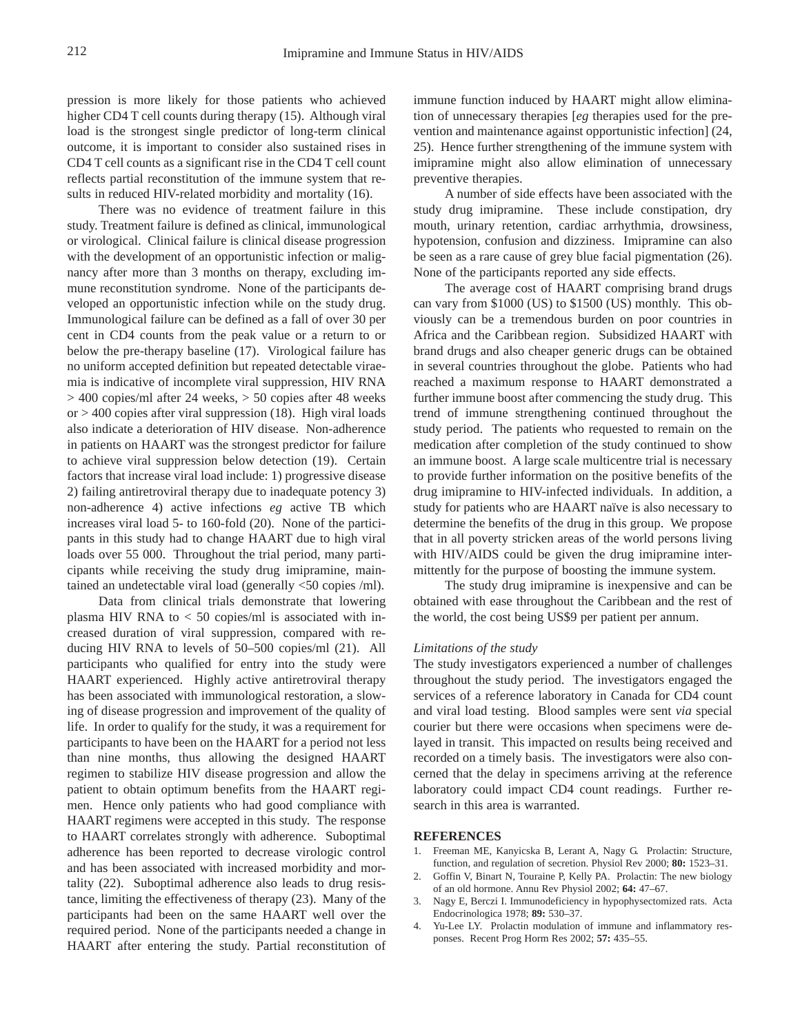pression is more likely for those patients who achieved higher CD4 T cell counts during therapy (15). Although viral load is the strongest single predictor of long-term clinical outcome, it is important to consider also sustained rises in CD4 T cell counts as a significant rise in the CD4 T cell count reflects partial reconstitution of the immune system that results in reduced HIV-related morbidity and mortality (16).

There was no evidence of treatment failure in this study. Treatment failure is defined as clinical, immunological or virological. Clinical failure is clinical disease progression with the development of an opportunistic infection or malignancy after more than 3 months on therapy, excluding immune reconstitution syndrome. None of the participants developed an opportunistic infection while on the study drug. Immunological failure can be defined as a fall of over 30 per cent in CD4 counts from the peak value or a return to or below the pre-therapy baseline (17). Virological failure has no uniform accepted definition but repeated detectable viraemia is indicative of incomplete viral suppression, HIV RNA > 400 copies/ml after 24 weeks, > 50 copies after 48 weeks or > 400 copies after viral suppression (18). High viral loads also indicate a deterioration of HIV disease. Non-adherence in patients on HAART was the strongest predictor for failure to achieve viral suppression below detection (19). Certain factors that increase viral load include: 1) progressive disease 2) failing antiretroviral therapy due to inadequate potency 3) non-adherence 4) active infections *eg* active TB which increases viral load 5- to 160-fold (20). None of the participants in this study had to change HAART due to high viral loads over 55 000. Throughout the trial period, many participants while receiving the study drug imipramine, maintained an undetectable viral load (generally <50 copies /ml).

Data from clinical trials demonstrate that lowering plasma HIV RNA to < 50 copies/ml is associated with increased duration of viral suppression, compared with reducing HIV RNA to levels of 50–500 copies/ml (21). All participants who qualified for entry into the study were HAART experienced. Highly active antiretroviral therapy has been associated with immunological restoration, a slowing of disease progression and improvement of the quality of life. In order to qualify for the study, it was a requirement for participants to have been on the HAART for a period not less than nine months, thus allowing the designed HAART regimen to stabilize HIV disease progression and allow the patient to obtain optimum benefits from the HAART regimen. Hence only patients who had good compliance with HAART regimens were accepted in this study. The response to HAART correlates strongly with adherence. Suboptimal adherence has been reported to decrease virologic control and has been associated with increased morbidity and mortality (22). Suboptimal adherence also leads to drug resistance, limiting the effectiveness of therapy (23). Many of the participants had been on the same HAART well over the required period. None of the participants needed a change in HAART after entering the study. Partial reconstitution of immune function induced by HAART might allow elimination of unnecessary therapies [*eg* therapies used for the prevention and maintenance against opportunistic infection] (24, 25). Hence further strengthening of the immune system with imipramine might also allow elimination of unnecessary preventive therapies.

A number of side effects have been associated with the study drug imipramine. These include constipation, dry mouth, urinary retention, cardiac arrhythmia, drowsiness, hypotension, confusion and dizziness. Imipramine can also be seen as a rare cause of grey blue facial pigmentation (26). None of the participants reported any side effects.

The average cost of HAART comprising brand drugs can vary from $1000 (US) to $1500 (US) monthly. This obviously can be a tremendous burden on poor countries in Africa and the Caribbean region. Subsidized HAART with brand drugs and also cheaper generic drugs can be obtained in several countries throughout the globe. Patients who had reached a maximum response to HAART demonstrated a further immune boost after commencing the study drug. This trend of immune strengthening continued throughout the study period. The patients who requested to remain on the medication after completion of the study continued to show an immune boost. A large scale multicentre trial is necessary to provide further information on the positive benefits of the drug imipramine to HIV-infected individuals. In addition, a study for patients who are HAART naïve is also necessary to determine the benefits of the drug in this group. We propose that in all poverty stricken areas of the world persons living with HIV/AIDS could be given the drug imipramine intermittently for the purpose of boosting the immune system.

The study drug imipramine is inexpensive and can be obtained with ease throughout the Caribbean and the rest of the world, the cost being US$9 per patient per annum.

*Limitations of the study*

The study investigators experienced a number of challenges throughout the study period. The investigators engaged the services of a reference laboratory in Canada for CD4 count and viral load testing. Blood samples were sent *via* special courier but there were occasions when specimens were delayed in transit. This impacted on results being received and recorded on a timely basis. The investigators were also concerned that the delay in specimens arriving at the reference laboratory could impact CD4 count readings. Further research in this area is warranted.

## REFERENCES

1. Freeman ME, Kanyicska B, Lerant A, Nagy G. Prolactin: Structure, function, and regulation of secretion. Physiol Rev 2000; **80:** 1523–31.
2. Goffin V, Binart N, Touraine P, Kelly PA. Prolactin: The new biology of an old hormone. Annu Rev Physiol 2002; **64:** 47–67.
3. Nagy E, Berczi I. Immunodeficiency in hypophysectomized rats. Acta Endocrinologica 1978; **89:** 530–37.
4. Yu-Lee LY. Prolactin modulation of immune and inflammatory responses. Recent Prog Horm Res 2002; **57:** 435–55.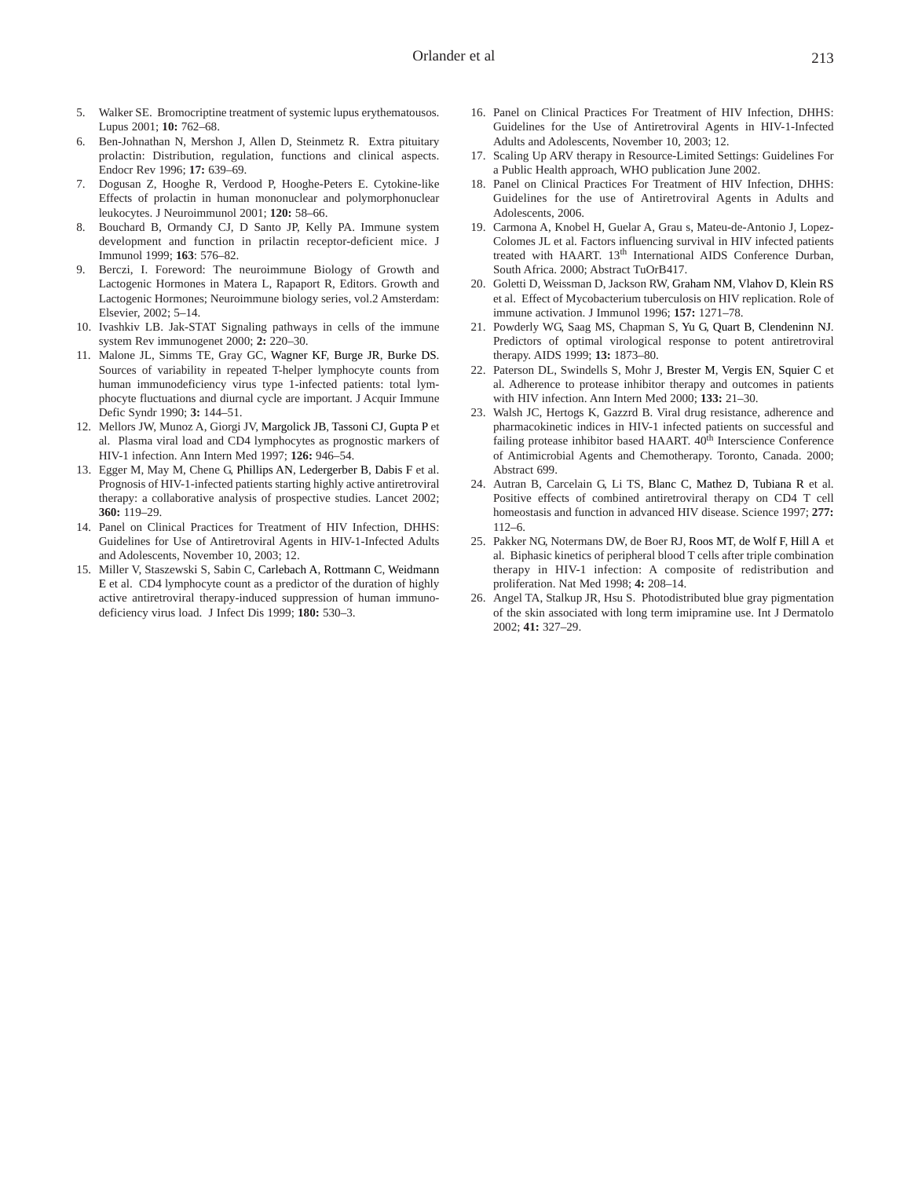5. Walker SE. Bromocriptine treatment of systemic lupus erythematousos. Lupus 2001; **10:** 762–68.
6. Ben-Johnathan N, Mershon J, Allen D, Steinmetz R. Extra pituitary prolactin: Distribution, regulation, functions and clinical aspects. Endocr Rev 1996; **17:** 639–69.
7. Dogusan Z, Hooghe R, Verdood P, Hooghe-Peters E. Cytokine-like Effects of prolactin in human mononuclear and polymorphonuclear leukocytes. J Neuroimmunol 2001; **120:** 58–66.
8. Bouchard B, Ormandy CJ, D Santo JP, Kelly PA. Immune system development and function in prilactin receptor-deficient mice. J Immunol 1999; **163**: 576–82.
9. Berczi, I. Foreword: The neuroimmune Biology of Growth and Lactogenic Hormones in Matera L, Rapaport R, Editors. Growth and Lactogenic Hormones; Neuroimmune biology series, vol.2 Amsterdam: Elsevier, 2002; 5–14.
10. Ivashkiv LB. Jak-STAT Signaling pathways in cells of the immune system Rev immunogenet 2000; **2:** 220–30.
11. Malone JL, Simms TE, Gray GC, Wagner KF, Burge JR, Burke DS. Sources of variability in repeated T-helper lymphocyte counts from human immunodeficiency virus type 1-infected patients: total lymphocyte fluctuations and diurnal cycle are important. J Acquir Immune Defic Syndr 1990; **3:** 144–51.
12. Mellors JW, Munoz A, Giorgi JV, Margolick JB, Tassoni CJ, Gupta P et al. Plasma viral load and CD4 lymphocytes as prognostic markers of HIV-1 infection. Ann Intern Med 1997; **126:** 946–54.
13. Egger M, May M, Chene G, Phillips AN, Ledergerber B, Dabis F et al. Prognosis of HIV-1-infected patients starting highly active antiretroviral therapy: a collaborative analysis of prospective studies. Lancet 2002; **360:** 119–29.
14. Panel on Clinical Practices for Treatment of HIV Infection, DHHS: Guidelines for Use of Antiretroviral Agents in HIV-1-Infected Adults and Adolescents, November 10, 2003; 12.
15. Miller V, Staszewski S, Sabin C, Carlebach A, Rottmann C, Weidmann E et al. CD4 lymphocyte count as a predictor of the duration of highly active antiretroviral therapy-induced suppression of human immunodeficiency virus load. J Infect Dis 1999; **180:** 530–3.
16. Panel on Clinical Practices For Treatment of HIV Infection, DHHS: Guidelines for the Use of Antiretroviral Agents in HIV-1-Infected Adults and Adolescents, November 10, 2003; 12.
17. Scaling Up ARV therapy in Resource-Limited Settings: Guidelines For a Public Health approach, WHO publication June 2002.
18. Panel on Clinical Practices For Treatment of HIV Infection, DHHS: Guidelines for the use of Antiretroviral Agents in Adults and Adolescents, 2006.
19. Carmona A, Knobel H, Guelar A, Grau s, Mateu-de-Antonio J, Lopez-Colomes JL et al. Factors influencing survival in HIV infected patients treated with HAART. 13th International AIDS Conference Durban, South Africa. 2000; Abstract TuOrB417.
20. Goletti D, Weissman D, Jackson RW, Graham NM, Vlahov D, Klein RS et al. Effect of Mycobacterium tuberculosis on HIV replication. Role of immune activation. J Immunol 1996; **157:** 1271–78.
21. Powderly WG, Saag MS, Chapman S, Yu G, Quart B, Clendeninn NJ. Predictors of optimal virological response to potent antiretroviral therapy. AIDS 1999; **13:** 1873–80.
22. Paterson DL, Swindells S, Mohr J, Brester M, Vergis EN, Squier C et al. Adherence to protease inhibitor therapy and outcomes in patients with HIV infection. Ann Intern Med 2000; **133:** 21–30.
23. Walsh JC, Hertogs K, Gazzrd B. Viral drug resistance, adherence and pharmacokinetic indices in HIV-1 infected patients on successful and failing protease inhibitor based HAART. 40th Interscience Conference of Antimicrobial Agents and Chemotherapy. Toronto, Canada. 2000; Abstract 699.
24. Autran B, Carcelain G, Li TS, Blanc C, Mathez D, Tubiana R et al. Positive effects of combined antiretroviral therapy on CD4 T cell homeostasis and function in advanced HIV disease. Science 1997; **277:** 112–6.
25. Pakker NG, Notermans DW, de Boer RJ, Roos MT, de Wolf F, Hill A et al. Biphasic kinetics of peripheral blood T cells after triple combination therapy in HIV-1 infection: A composite of redistribution and proliferation. Nat Med 1998; **4:** 208–14.
26. Angel TA, Stalkup JR, Hsu S. Photodistributed blue gray pigmentation of the skin associated with long term imipramine use. Int J Dermatolo 2002; **41:** 327–29.